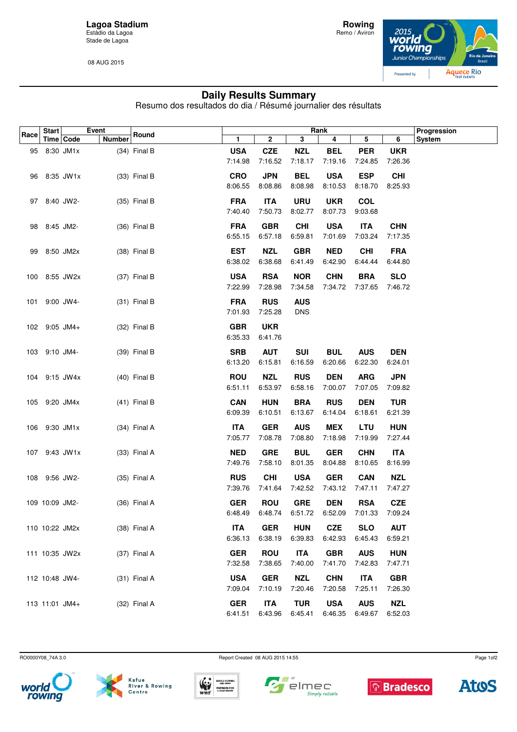**Lagoa Stadium**
Estádio da Lagoa
Stade de Lagoa

08 AUG 2015

**Rowing**
Remo / Aviron

# Daily Results Summary

Resumo dos resultados do dia / Résumé journalier des résultats

| Race | Start Time | Event Code | Event Number | Round | 1 | 2 | 3 | 4 | 5 | 6 | Progression System |
|---|---|---|---|---|---|---|---|---|---|---|---|
| 95 | 8:30 | JM1x | (34) | Final B | **USA** 7:14.98 | **CZE** 7:16.52 | **NZL** 7:18.17 | **BEL** 7:19.16 | **PER** 7:24.85 | **UKR** 7:26.36 | |
| 96 | 8:35 | JW1x | (33) | Final B | **CRO** 8:06.55 | **JPN** 8:08.86 | **BEL** 8:08.98 | **USA** 8:10.53 | **ESP** 8:18.70 | **CHI** 8:25.93 | |
| 97 | 8:40 | JW2- | (35) | Final B | **FRA** 7:40.40 | **ITA** 7:50.73 | **URU** 8:02.77 | **UKR** 8:07.73 | **COL** 9:03.68 | | |
| 98 | 8:45 | JM2- | (36) | Final B | **FRA** 6:55.15 | **GBR** 6:57.18 | **CHI** 6:59.81 | **USA** 7:01.69 | **ITA** 7:03.24 | **CHN** 7:17.35 | |
| 99 | 8:50 | JM2x | (38) | Final B | **EST** 6:38.02 | **NZL** 6:38.68 | **GBR** 6:41.49 | **NED** 6:42.90 | **CHI** 6:44.44 | **FRA** 6:44.80 | |
| 100 | 8:55 | JW2x | (37) | Final B | **USA** 7:22.99 | **RSA** 7:28.98 | **NOR** 7:34.58 | **CHN** 7:34.72 | **BRA** 7:37.65 | **SLO** 7:46.72 | |
| 101 | 9:00 | JW4- | (31) | Final B | **FRA** 7:01.93 | **RUS** 7:25.28 | **AUS** DNS | | | | |
| 102 | 9:05 | JM4+ | (32) | Final B | **GBR** 6:35.33 | **UKR** 6:41.76 | | | | | |
| 103 | 9:10 | JM4- | (39) | Final B | **SRB** 6:13.20 | **AUT** 6:15.81 | **SUI** 6:16.59 | **BUL** 6:20.66 | **AUS** 6:22.30 | **DEN** 6:24.01 | |
| 104 | 9:15 | JW4x | (40) | Final B | **ROU** 6:51.11 | **NZL** 6:53.97 | **RUS** 6:58.16 | **DEN** 7:00.07 | **ARG** 7:07.05 | **JPN** 7:09.82 | |
| 105 | 9:20 | JM4x | (41) | Final B | **CAN** 6:09.39 | **HUN** 6:10.51 | **BRA** 6:13.67 | **RUS** 6:14.04 | **DEN** 6:18.61 | **TUR** 6:21.39 | |
| 106 | 9:30 | JM1x | (34) | Final A | **ITA** 7:05.77 | **GER** 7:08.78 | **AUS** 7:08.80 | **MEX** 7:18.98 | **LTU** 7:19.99 | **HUN** 7:27.44 | |
| 107 | 9:43 | JW1x | (33) | Final A | **NED** 7:49.76 | **GRE** 7:58.10 | **BUL** 8:01.35 | **GER** 8:04.88 | **CHN** 8:10.65 | **ITA** 8:16.99 | |
| 108 | 9:56 | JW2- | (35) | Final A | **RUS** 7:39.76 | **CHI** 7:41.64 | **USA** 7:42.52 | **GER** 7:43.12 | **CAN** 7:47.11 | **NZL** 7:47.27 | |
| 109 | 10:09 | JM2- | (36) | Final A | **GER** 6:48.49 | **ROU** 6:48.74 | **GRE** 6:51.72 | **DEN** 6:52.09 | **RSA** 7:01.33 | **CZE** 7:09.24 | |
| 110 | 10:22 | JM2x | (38) | Final A | **ITA** 6:36.13 | **GER** 6:38.19 | **HUN** 6:39.83 | **CZE** 6:42.93 | **SLO** 6:45.43 | **AUT** 6:59.21 | |
| 111 | 10:35 | JW2x | (37) | Final A | **GER** 7:32.58 | **ROU** 7:38.65 | **ITA** 7:40.00 | **GBR** 7:41.70 | **AUS** 7:42.83 | **HUN** 7:47.71 | |
| 112 | 10:48 | JW4- | (31) | Final A | **USA** 7:09.04 | **GER** 7:10.19 | **NZL** 7:20.46 | **CHN** 7:20.58 | **ITA** 7:25.11 | **GBR** 7:26.30 | |
| 113 | 11:01 | JM4+ | (32) | Final A | **GER** 6:41.51 | **ITA** 6:43.96 | **TUR** 6:45.41 | **USA** 6:46.35 | **AUS** 6:49.67 | **NZL** 6:52.03 | |

RO0000Y08_74A 3.0 Report Created 08 AUG 2015 14:55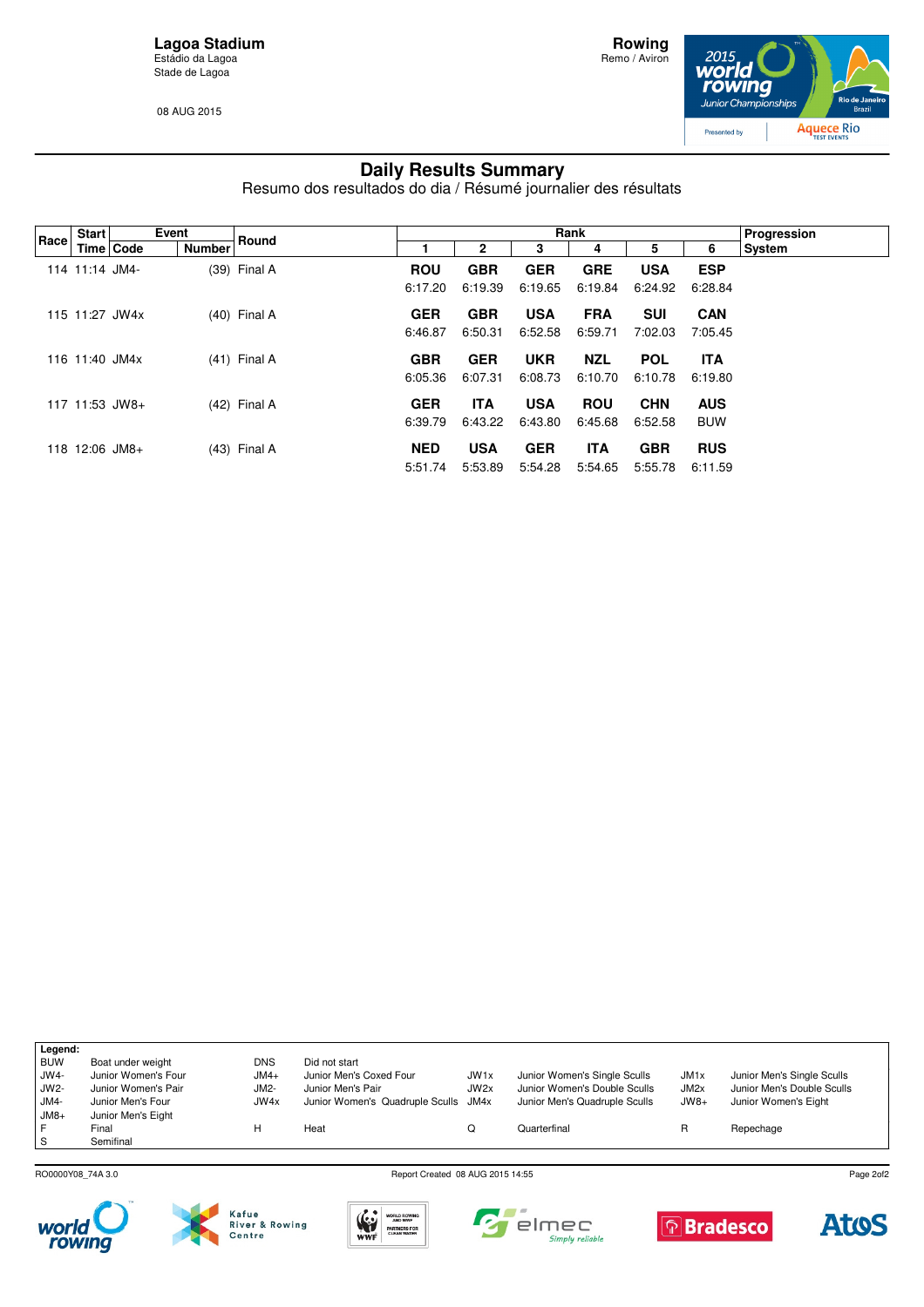**Lagoa Stadium**
Estádio da Lagoa
Stade de Lagoa

08 AUG 2015

**Rowing**
Remo / Aviron

# Daily Results Summary

Resumo dos resultados do dia / Résumé journalier des résultats

| Race | Start Time | Event Code | Event Number | Round | Rank 1 | Rank 2 | Rank 3 | Rank 4 | Rank 5 | Rank 6 | Progression System |
|---|---|---|---|---|---|---|---|---|---|---|---|
| 114 | 11:14 | JM4- | (39) | Final A | **ROU** 6:17.20 | **GBR** 6:19.39 | **GER** 6:19.65 | **GRE** 6:19.84 | **USA** 6:24.92 | **ESP** 6:28.84 | |
| 115 | 11:27 | JW4x | (40) | Final A | **GER** 6:46.87 | **GBR** 6:50.31 | **USA** 6:52.58 | **FRA** 6:59.71 | **SUI** 7:02.03 | **CAN** 7:05.45 | |
| 116 | 11:40 | JM4x | (41) | Final A | **GBR** 6:05.36 | **GER** 6:07.31 | **UKR** 6:08.73 | **NZL** 6:10.70 | **POL** 6:10.78 | **ITA** 6:19.80 | |
| 117 | 11:53 | JW8+ | (42) | Final A | **GER** 6:39.79 | **ITA** 6:43.22 | **USA** 6:43.80 | **ROU** 6:45.68 | **CHN** 6:52.58 | **AUS** BUW | |
| 118 | 12:06 | JM8+ | (43) | Final A | **NED** 5:51.74 | **USA** 5:53.89 | **GER** 5:54.28 | **ITA** 5:54.65 | **GBR** 5:55.78 | **RUS** 6:11.59 | |

**Legend:**

| | | | | | | | |
|---|---|---|---|---|---|---|---|
| BUW | Boat under weight | DNS | Did not start | | | | |
| JW4- | Junior Women's Four | JM4+ | Junior Men's Coxed Four | JW1x | Junior Women's Single Sculls | JM1x | Junior Men's Single Sculls |
| JW2- | Junior Women's Pair | JM2- | Junior Men's Pair | JW2x | Junior Women's Double Sculls | JM2x | Junior Men's Double Sculls |
| JM4- | Junior Men's Four | JW4x | Junior Women's Quadruple Sculls | JM4x | Junior Men's Quadruple Sculls | JW8+ | Junior Women's Eight |
| JM8+ | Junior Men's Eight | | | | | | |
| F | Final | H | Heat | Q | Quarterfinal | R | Repechage |
| S | Semifinal | | | | | | |

RO0000Y08_74A 3.0 Report Created 08 AUG 2015 14:55